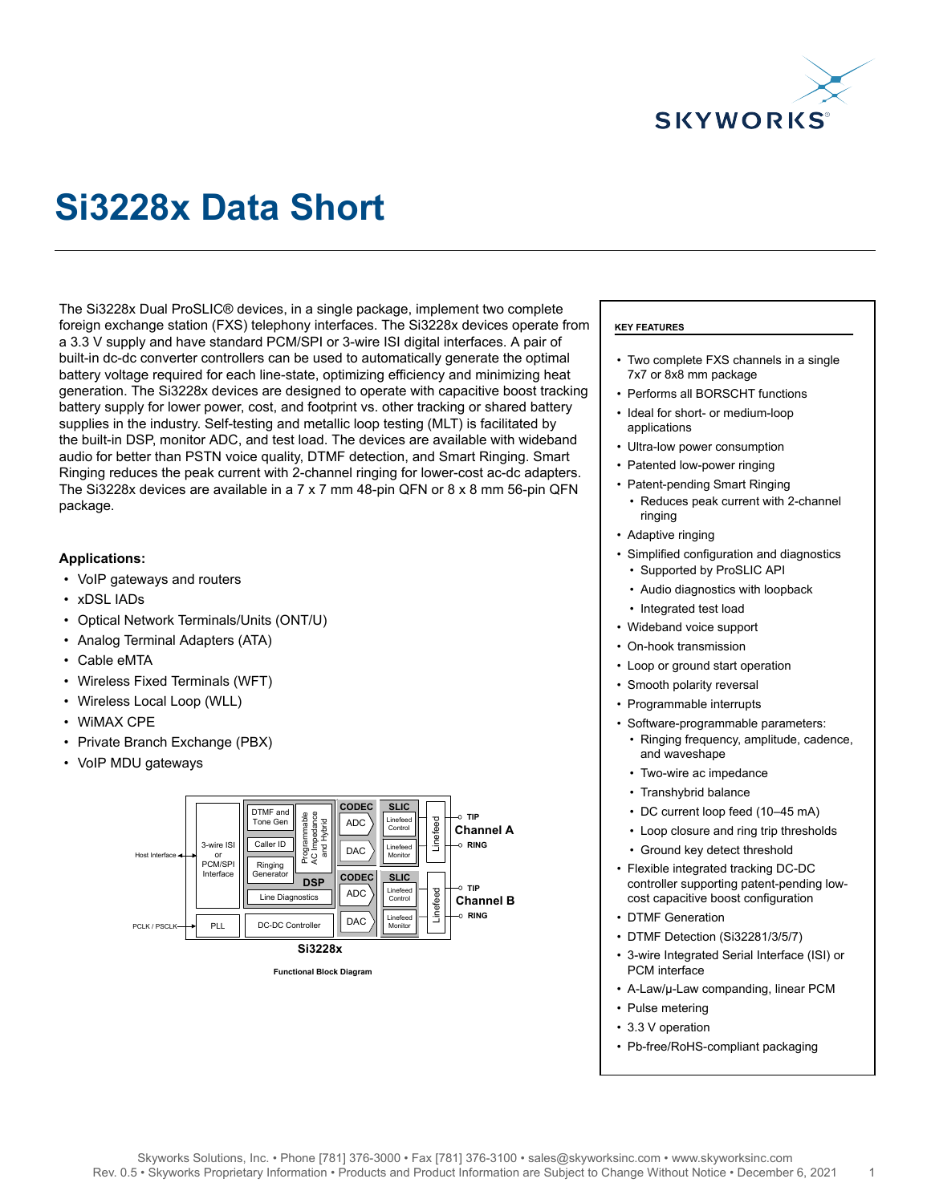# Si3228x Data Short

The Si3228x Dual ProSLIC® devices, in a single package, implement two complete foreign exchange station (FXS) telephony interfaces. The Si3228x devices operate from a 3.3 V supply and have standard PCM/SPI or 3-wire ISI digital interfaces. A pair of built-in dc-dc converter controllers can be used to automatically generate the optimal battery voltage required for each line-state, optimizing efficiency and minimizing heat generation. The Si3228x devices are designed to operate with capacitive boost tracking battery supply for lower power, cost, and footprint vs. other tracking or shared battery supplies in the industry. Self-testing and metallic loop testing (MLT) is facilitated by the built-in DSP, monitor ADC, and test load. The devices are available with wideband audio for better than PSTN voice quality, DTMF detection, and Smart Ringing. Smart Ringing reduces the peak current with 2-channel ringing for lower-cost ac-dc adapters. The Si3228x devices are available in a 7 x 7 mm 48-pin QFN or 8 x 8 mm 56-pin QFN package.

**Applications:**

- VoIP gateways and routers
- xDSL IADs
- Optical Network Terminals/Units (ONT/U)
- Analog Terminal Adapters (ATA)
- Cable eMTA
- Wireless Fixed Terminals (WFT)
- Wireless Local Loop (WLL)
- WiMAX CPE
- Private Branch Exchange (PBX)
- VoIP MDU gateways

Host Interface | 3-wire ISI or PCM/SPI Interface | DTMF and Tone Gen | Caller ID | Ringing Generator | Programmable AC Impedance and Hybrid | DSP | Line Diagnostics | CODEC | ADC | DAC | SLIC | Linefeed Control | Linefeed Monitor | Linefeed | TIP | RING | Channel A | Channel B | PCLK / PSCLK | PLL | DC-DC Controller | Si3228x

Functional Block Diagram

**KEY FEATURES**

- Two complete FXS channels in a single 7x7 or 8x8 mm package
- Performs all BORSCHT functions
- Ideal for short- or medium-loop applications
- Ultra-low power consumption
- Patented low-power ringing
- Patent-pending Smart Ringing
  - Reduces peak current with 2-channel ringing
- Adaptive ringing
- Simplified configuration and diagnostics
  - Supported by ProSLIC API
  - Audio diagnostics with loopback
  - Integrated test load
- Wideband voice support
- On-hook transmission
- Loop or ground start operation
- Smooth polarity reversal
- Programmable interrupts
- Software-programmable parameters:
  - Ringing frequency, amplitude, cadence, and waveshape
  - Two-wire ac impedance
  - Transhybrid balance
  - DC current loop feed (10–45 mA)
  - Loop closure and ring trip thresholds
  - Ground key detect threshold
- Flexible integrated tracking DC-DC controller supporting patent-pending low-cost capacitive boost configuration
- DTMF Generation
- DTMF Detection (Si32281/3/5/7)
- 3-wire Integrated Serial Interface (ISI) or PCM interface
- A-Law/µ-Law companding, linear PCM
- Pulse metering
- 3.3 V operation
- Pb-free/RoHS-compliant packaging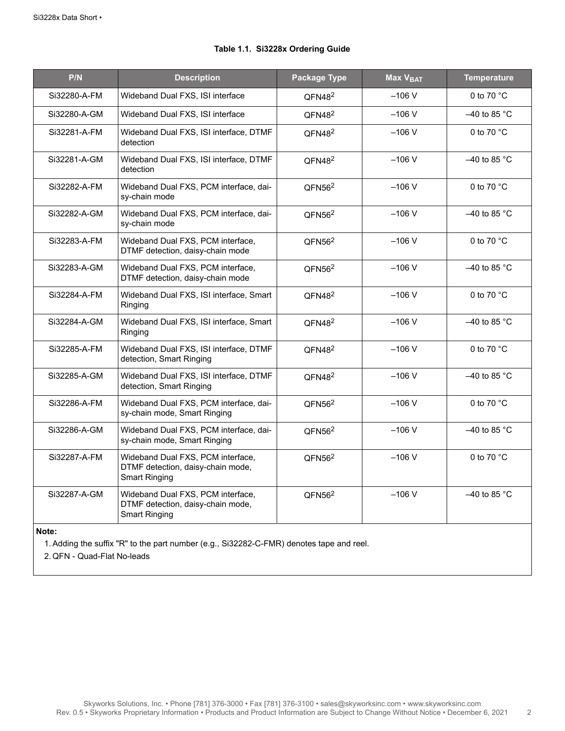**Table 1.1. Si3228x Ordering Guide**

| P/N | Description | Package Type | Max $V_{BAT}$ | Temperature |
|---|---|---|---|---|
| Si32280-A-FM | Wideband Dual FXS, ISI interface | QFN48[2] | –106 V | 0 to 70 °C |
| Si32280-A-GM | Wideband Dual FXS, ISI interface | QFN48[2] | –106 V | –40 to 85 °C |
| Si32281-A-FM | Wideband Dual FXS, ISI interface, DTMF detection | QFN48[2] | –106 V | 0 to 70 °C |
| Si32281-A-GM | Wideband Dual FXS, ISI interface, DTMF detection | QFN48[2] | –106 V | –40 to 85 °C |
| Si32282-A-FM | Wideband Dual FXS, PCM interface, daisy-chain mode | QFN56[2] | –106 V | 0 to 70 °C |
| Si32282-A-GM | Wideband Dual FXS, PCM interface, daisy-chain mode | QFN56[2] | –106 V | –40 to 85 °C |
| Si32283-A-FM | Wideband Dual FXS, PCM interface, DTMF detection, daisy-chain mode | QFN56[2] | –106 V | 0 to 70 °C |
| Si32283-A-GM | Wideband Dual FXS, PCM interface, DTMF detection, daisy-chain mode | QFN56[2] | –106 V | –40 to 85 °C |
| Si32284-A-FM | Wideband Dual FXS, ISI interface, Smart Ringing | QFN48[2] | –106 V | 0 to 70 °C |
| Si32284-A-GM | Wideband Dual FXS, ISI interface, Smart Ringing | QFN48[2] | –106 V | –40 to 85 °C |
| Si32285-A-FM | Wideband Dual FXS, ISI interface, DTMF detection, Smart Ringing | QFN48[2] | –106 V | 0 to 70 °C |
| Si32285-A-GM | Wideband Dual FXS, ISI interface, DTMF detection, Smart Ringing | QFN48[2] | –106 V | –40 to 85 °C |
| Si32286-A-FM | Wideband Dual FXS, PCM interface, daisy-chain mode, Smart Ringing | QFN56[2] | –106 V | 0 to 70 °C |
| Si32286-A-GM | Wideband Dual FXS, PCM interface, daisy-chain mode, Smart Ringing | QFN56[2] | –106 V | –40 to 85 °C |
| Si32287-A-FM | Wideband Dual FXS, PCM interface, DTMF detection, daisy-chain mode, Smart Ringing | QFN56[2] | –106 V | 0 to 70 °C |
| Si32287-A-GM | Wideband Dual FXS, PCM interface, DTMF detection, daisy-chain mode, Smart Ringing | QFN56[2] | –106 V | –40 to 85 °C |

**Note:**

1. Adding the suffix "R" to the part number (e.g., Si32282-C-FMR) denotes tape and reel.
2. QFN - Quad-Flat No-leads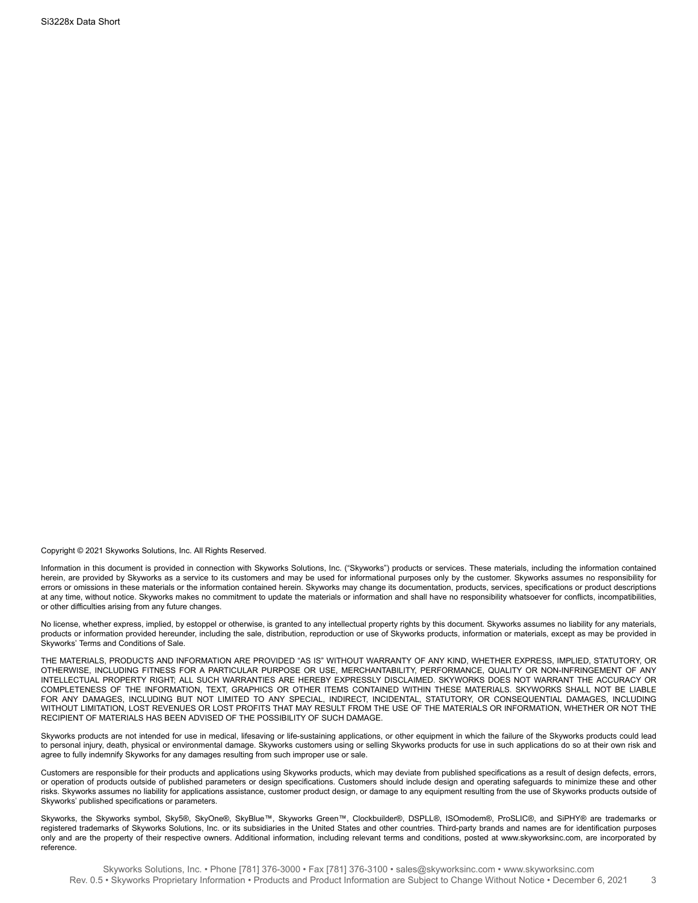Copyright © 2021 Skyworks Solutions, Inc. All Rights Reserved.

Information in this document is provided in connection with Skyworks Solutions, Inc. (“Skyworks”) products or services. These materials, including the information contained herein, are provided by Skyworks as a service to its customers and may be used for informational purposes only by the customer. Skyworks assumes no responsibility for errors or omissions in these materials or the information contained herein. Skyworks may change its documentation, products, services, specifications or product descriptions at any time, without notice. Skyworks makes no commitment to update the materials or information and shall have no responsibility whatsoever for conflicts, incompatibilities, or other difficulties arising from any future changes.

No license, whether express, implied, by estoppel or otherwise, is granted to any intellectual property rights by this document. Skyworks assumes no liability for any materials, products or information provided hereunder, including the sale, distribution, reproduction or use of Skyworks products, information or materials, except as may be provided in Skyworks’ Terms and Conditions of Sale.

THE MATERIALS, PRODUCTS AND INFORMATION ARE PROVIDED “AS IS” WITHOUT WARRANTY OF ANY KIND, WHETHER EXPRESS, IMPLIED, STATUTORY, OR OTHERWISE, INCLUDING FITNESS FOR A PARTICULAR PURPOSE OR USE, MERCHANTABILITY, PERFORMANCE, QUALITY OR NON-INFRINGEMENT OF ANY INTELLECTUAL PROPERTY RIGHT; ALL SUCH WARRANTIES ARE HEREBY EXPRESSLY DISCLAIMED. SKYWORKS DOES NOT WARRANT THE ACCURACY OR COMPLETENESS OF THE INFORMATION, TEXT, GRAPHICS OR OTHER ITEMS CONTAINED WITHIN THESE MATERIALS. SKYWORKS SHALL NOT BE LIABLE FOR ANY DAMAGES, INCLUDING BUT NOT LIMITED TO ANY SPECIAL, INDIRECT, INCIDENTAL, STATUTORY, OR CONSEQUENTIAL DAMAGES, INCLUDING WITHOUT LIMITATION, LOST REVENUES OR LOST PROFITS THAT MAY RESULT FROM THE USE OF THE MATERIALS OR INFORMATION, WHETHER OR NOT THE RECIPIENT OF MATERIALS HAS BEEN ADVISED OF THE POSSIBILITY OF SUCH DAMAGE.

Skyworks products are not intended for use in medical, lifesaving or life-sustaining applications, or other equipment in which the failure of the Skyworks products could lead to personal injury, death, physical or environmental damage. Skyworks customers using or selling Skyworks products for use in such applications do so at their own risk and agree to fully indemnify Skyworks for any damages resulting from such improper use or sale.

Customers are responsible for their products and applications using Skyworks products, which may deviate from published specifications as a result of design defects, errors, or operation of products outside of published parameters or design specifications. Customers should include design and operating safeguards to minimize these and other risks. Skyworks assumes no liability for applications assistance, customer product design, or damage to any equipment resulting from the use of Skyworks products outside of Skyworks’ published specifications or parameters.

Skyworks, the Skyworks symbol, Sky5®, SkyOne®, SkyBlue™, Skyworks Green™, Clockbuilder®, DSPLL®, ISOmodem®, ProSLIC®, and SiPHY® are trademarks or registered trademarks of Skyworks Solutions, Inc. or its subsidiaries in the United States and other countries. Third-party brands and names are for identification purposes only and are the property of their respective owners. Additional information, including relevant terms and conditions, posted at www.skyworksinc.com, are incorporated by reference.

Skyworks Solutions, Inc. • Phone [781] 376-3000 • Fax [781] 376-3100 • sales@skyworksinc.com • www.skyworksinc.com
Rev. 0.5 • Skyworks Proprietary Information • Products and Product Information are Subject to Change Without Notice • December 6, 2021